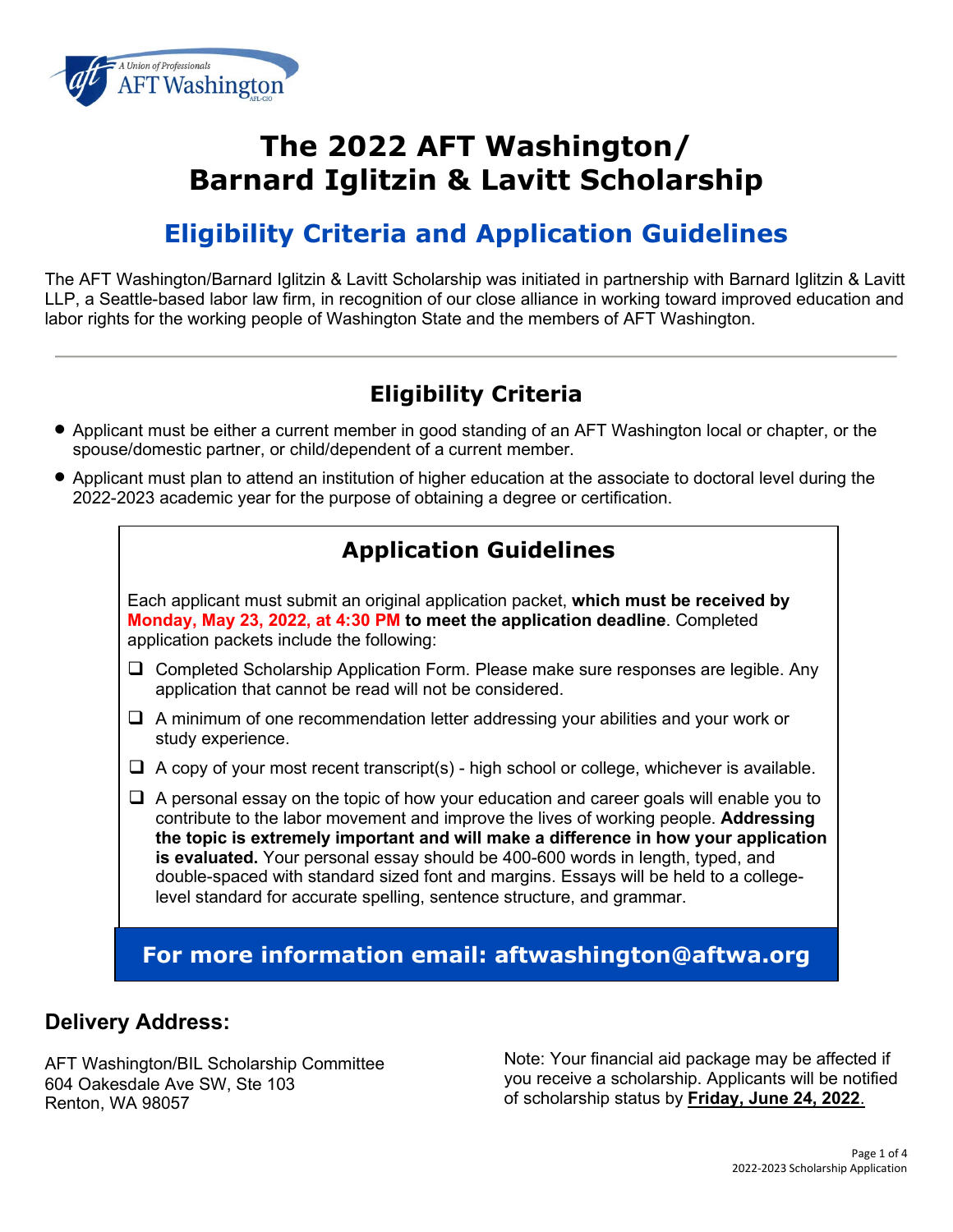# The 2022 AFT Washington/ Barnard Iglitzin & Lavitt Scholarship

## Eligibility Criteria and Application Guidelines

The AFT Washington/Barnard Iglitzin & Lavitt Scholarship was initiated in partnership with Barnard Iglitzin & Lavitt LLP, a Seattle-based labor law firm, in recognition of our close alliance in working toward improved education and labor rights for the working people of Washington State and the members of AFT Washington.

---

## Eligibility Criteria

- Applicant must be either a current member in good standing of an AFT Washington local or chapter, or the spouse/domestic partner, or child/dependent of a current member.
- Applicant must plan to attend an institution of higher education at the associate to doctoral level during the 2022-2023 academic year for the purpose of obtaining a degree or certification.

## Application Guidelines

Each applicant must submit an original application packet, **which must be received by Monday, May 23, 2022, at 4:30 PM to meet the application deadline**. Completed application packets include the following:

- [ ] Completed Scholarship Application Form. Please make sure responses are legible. Any application that cannot be read will not be considered.
- [ ] A minimum of one recommendation letter addressing your abilities and your work or study experience.
- [ ] A copy of your most recent transcript(s) - high school or college, whichever is available.
- [ ] A personal essay on the topic of how your education and career goals will enable you to contribute to the labor movement and improve the lives of working people. **Addressing the topic is extremely important and will make a difference in how your application is evaluated.** Your personal essay should be 400-600 words in length, typed, and double-spaced with standard sized font and margins. Essays will be held to a college-level standard for accurate spelling, sentence structure, and grammar.

**For more information email: aftwashington@aftwa.org**

### Delivery Address:

AFT Washington/BIL Scholarship Committee
604 Oakesdale Ave SW, Ste 103
Renton, WA 98057

Note: Your financial aid package may be affected if you receive a scholarship. Applicants will be notified of scholarship status by **Friday, June 24, 2022**.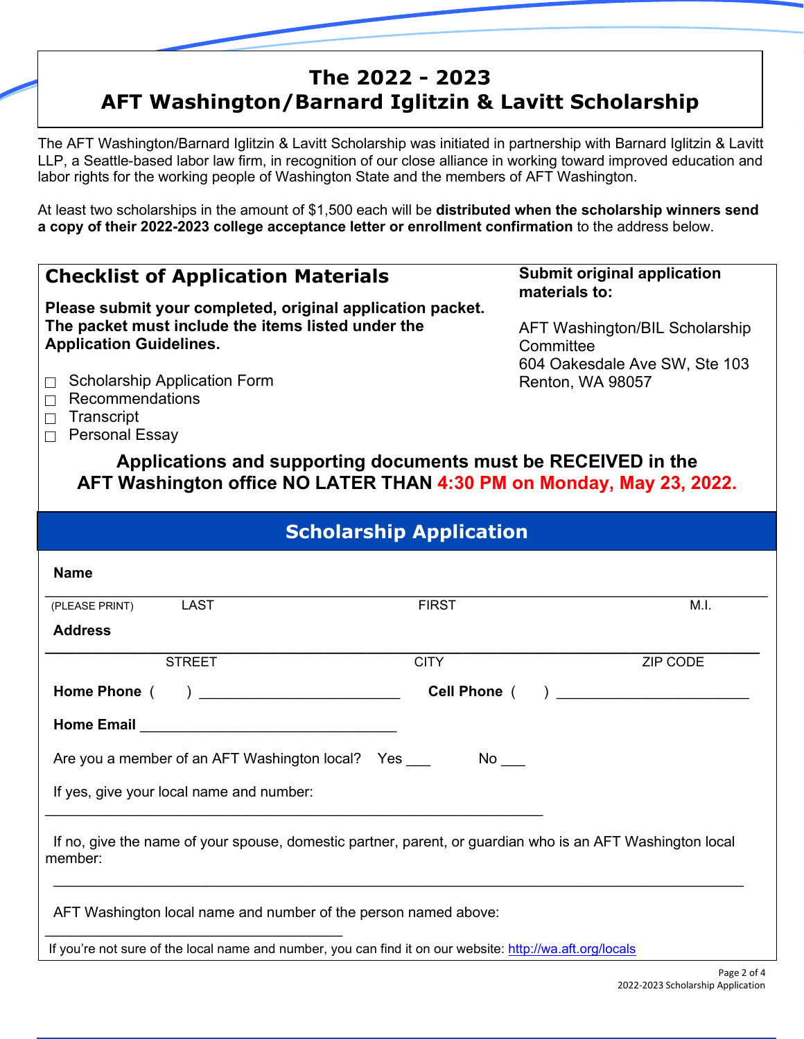# The 2022 - 2023
# AFT Washington/Barnard Iglitzin & Lavitt Scholarship

The AFT Washington/Barnard Iglitzin & Lavitt Scholarship was initiated in partnership with Barnard Iglitzin & Lavitt LLP, a Seattle-based labor law firm, in recognition of our close alliance in working toward improved education and labor rights for the working people of Washington State and the members of AFT Washington.

At least two scholarships in the amount of $1,500 each will be **distributed when the scholarship winners send a copy of their 2022-2023 college acceptance letter or enrollment confirmation** to the address below.

## Checklist of Application Materials

**Please submit your completed, original application packet. The packet must include the items listed under the Application Guidelines.**

- ☐ Scholarship Application Form
- ☐ Recommendations
- ☐ Transcript
- ☐ Personal Essay

**Submit original application materials to:**

AFT Washington/BIL Scholarship Committee
604 Oakesdale Ave SW, Ste 103
Renton, WA 98057

**Applications and supporting documents must be RECEIVED in the AFT Washington office NO LATER THAN 4:30 PM on Monday, May 23, 2022.**

## Scholarship Application

**Name**

\_\_\_\_\_\_\_\_\_\_\_\_\_\_\_\_\_\_\_\_\_\_\_\_\_\_\_\_\_\_\_\_\_\_\_\_\_\_\_\_\_\_\_\_\_\_\_\_\_\_\_\_\_\_\_\_\_\_\_\_

(PLEASE PRINT) LAST FIRST M.I.

**Address**

\_\_\_\_\_\_\_\_\_\_\_\_\_\_\_\_\_\_\_\_\_\_\_\_\_\_\_\_\_\_\_\_\_\_\_\_\_\_\_\_\_\_\_\_\_\_\_\_\_\_\_\_\_\_\_\_\_\_\_\_

STREET CITY ZIP CODE

**Home Phone** ( ) \_\_\_\_\_\_\_\_\_\_\_\_\_\_\_\_\_\_\_\_\_\_\_\_ **Cell Phone** ( ) \_\_\_\_\_\_\_\_\_\_\_\_\_\_\_\_\_\_\_\_\_\_\_\_

**Home Email** \_\_\_\_\_\_\_\_\_\_\_\_\_\_\_\_\_\_\_\_\_\_\_\_\_\_\_\_\_\_\_\_

Are you a member of an AFT Washington local? Yes \_\_\_ No \_\_\_

If yes, give your local name and number:

\_\_\_\_\_\_\_\_\_\_\_\_\_\_\_\_\_\_\_\_\_\_\_\_\_\_\_\_\_\_\_\_\_\_\_\_\_\_\_\_\_\_\_\_\_\_\_\_\_\_\_\_\_\_\_\_\_\_\_\_

If no, give the name of your spouse, domestic partner, parent, or guardian who is an AFT Washington local member:

\_\_\_\_\_\_\_\_\_\_\_\_\_\_\_\_\_\_\_\_\_\_\_\_\_\_\_\_\_\_\_\_\_\_\_\_\_\_\_\_\_\_\_\_\_\_\_\_\_\_\_\_\_\_\_\_\_\_\_\_

AFT Washington local name and number of the person named above:

\_\_\_\_\_\_\_\_\_\_\_\_\_\_\_\_\_\_\_\_\_\_\_\_\_\_\_\_\_\_\_\_\_\_\_\_\_\_

If you're not sure of the local name and number, you can find it on our website: http://wa.aft.org/locals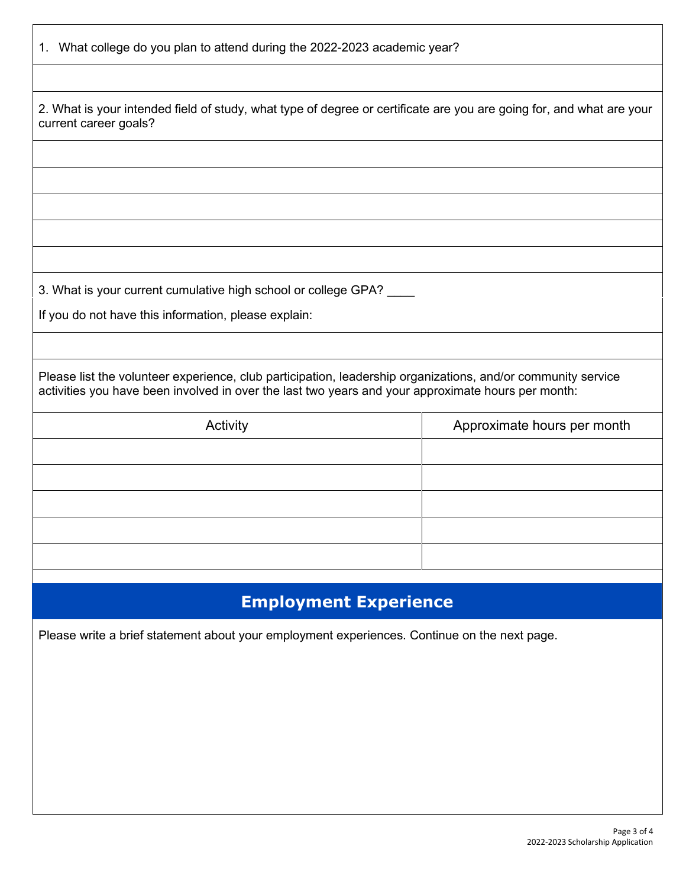1. What college do you plan to attend during the 2022-2023 academic year?

2. What is your intended field of study, what type of degree or certificate are you are going for, and what are your current career goals?

3. What is your current cumulative high school or college GPA? ____

If you do not have this information, please explain:

Please list the volunteer experience, club participation, leadership organizations, and/or community service activities you have been involved in over the last two years and your approximate hours per month:

| Activity | Approximate hours per month |
|---|---|
| | |
| | |
| | |
| | |
| | |

## Employment Experience

Please write a brief statement about your employment experiences. Continue on the next page.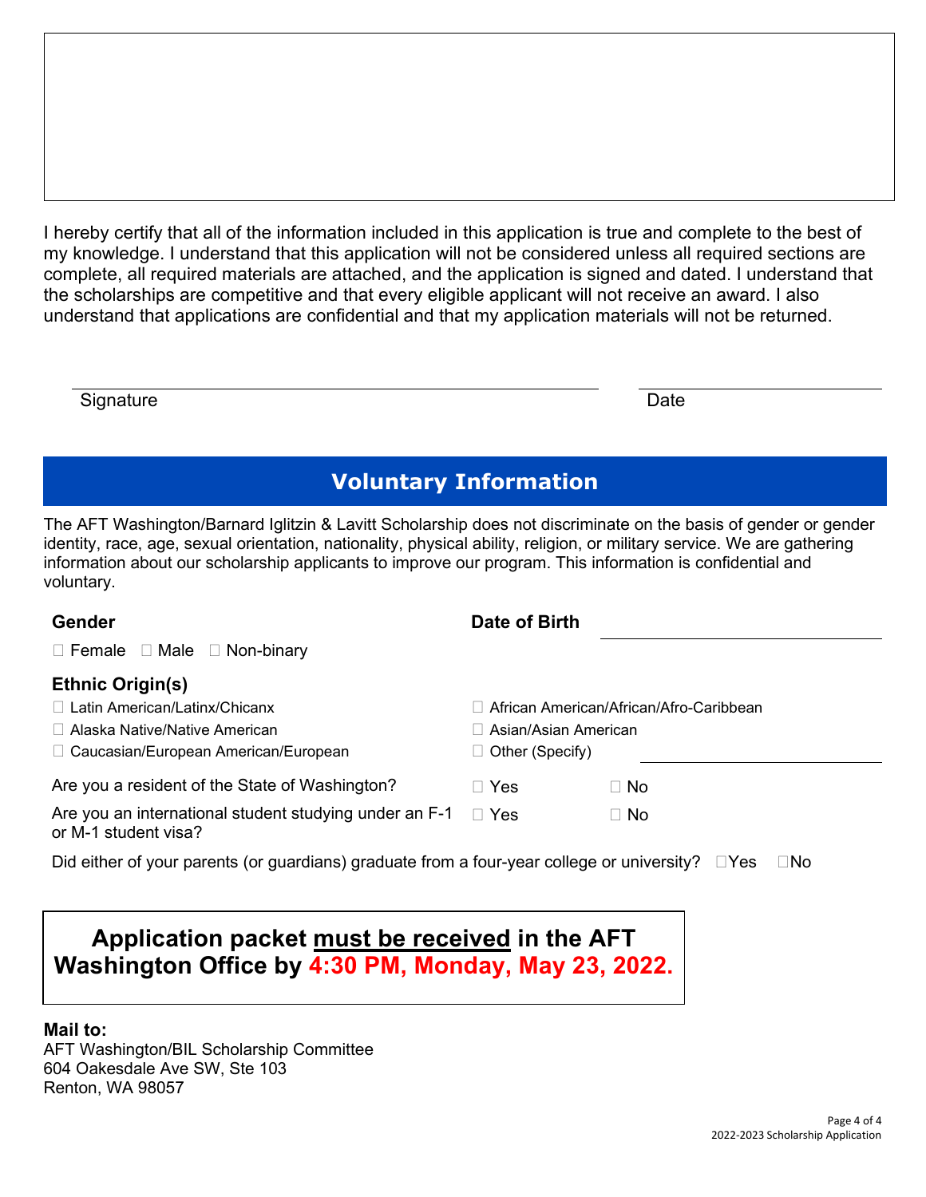I hereby certify that all of the information included in this application is true and complete to the best of my knowledge. I understand that this application will not be considered unless all required sections are complete, all required materials are attached, and the application is signed and dated. I understand that the scholarships are competitive and that every eligible applicant will not receive an award. I also understand that applications are confidential and that my application materials will not be returned.

Signature ______________________________ Date ______________

## Voluntary Information

The AFT Washington/Barnard Iglitzin & Lavitt Scholarship does not discriminate on the basis of gender or gender identity, race, age, sexual orientation, nationality, physical ability, religion, or military service. We are gathering information about our scholarship applicants to improve our program. This information is confidential and voluntary.

**Gender**

☐ Female ☐ Male ☐ Non-binary

**Date of Birth** ______________

**Ethnic Origin(s)**

☐ Latin American/Latinx/Chicanx
☐ Alaska Native/Native American
☐ Caucasian/European American/European
☐ African American/African/Afro-Caribbean
☐ Asian/Asian American
☐ Other (Specify) ______________

Are you a resident of the State of Washington? ☐ Yes ☐ No

Are you an international student studying under an F-1 or M-1 student visa? ☐ Yes ☐ No

Did either of your parents (or guardians) graduate from a four-year college or university? ☐Yes ☐No

**Application packet <u>must be received</u> in the AFT Washington Office by 4:30 PM, Monday, May 23, 2022.**

**Mail to:**
AFT Washington/BIL Scholarship Committee
604 Oakesdale Ave SW, Ste 103
Renton, WA 98057